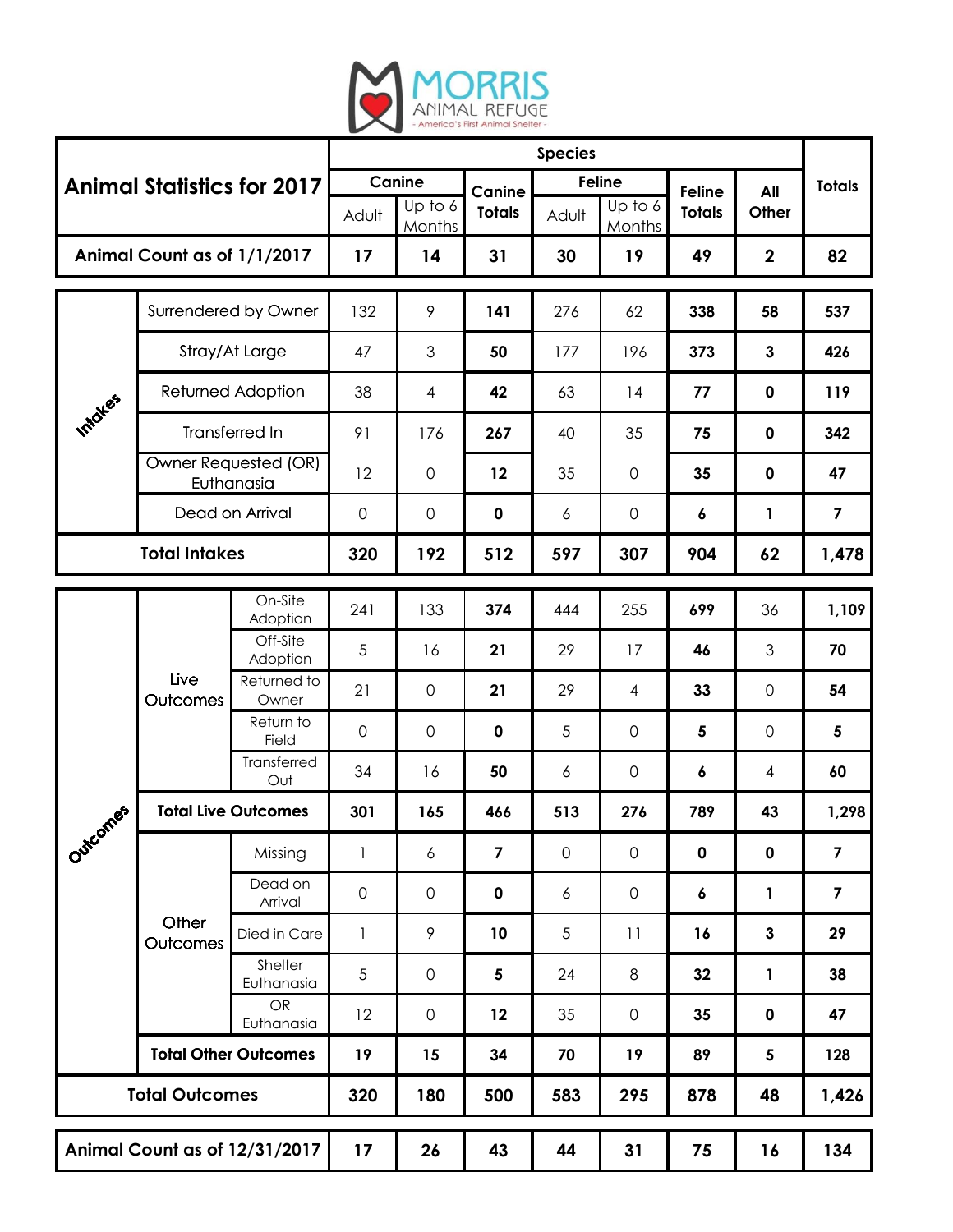MORRIS ANIMAL REFUGE
- America's First Animal Shelter -

| Animal Statistics for 2017 | | | Canine Adult | Canine Up to 6 Months | Canine Totals | Feline Adult | Feline Up to 6 Months | Feline Totals | All Other | Totals |
|---|---|---|---|---|---|---|---|---|---|---|
| Animal Count as of 1/1/2017 | | | **17** | **14** | **31** | **30** | **19** | **49** | **2** | **82** |
| Intakes | Surrendered by Owner | | 132 | 9 | **141** | 276 | 62 | **338** | **58** | **537** |
| | Stray/At Large | | 47 | 3 | **50** | 177 | 196 | **373** | **3** | **426** |
| | Returned Adoption | | 38 | 4 | **42** | 63 | 14 | **77** | **0** | **119** |
| | Transferred In | | 91 | 176 | **267** | 40 | 35 | **75** | **0** | **342** |
| | Owner Requested (OR) Euthanasia | | 12 | 0 | **12** | 35 | 0 | **35** | **0** | **47** |
| | Dead on Arrival | | 0 | 0 | **0** | 6 | 0 | **6** | **1** | **7** |
| **Total Intakes** | | | **320** | **192** | **512** | **597** | **307** | **904** | **62** | **1,478** |
| Outcomes | Live Outcomes | On-Site Adoption | 241 | 133 | **374** | 444 | 255 | **699** | 36 | **1,109** |
| | | Off-Site Adoption | 5 | 16 | **21** | 29 | 17 | **46** | 3 | **70** |
| | | Returned to Owner | 21 | 0 | **21** | 29 | 4 | **33** | 0 | **54** |
| | | Return to Field | 0 | 0 | **0** | 5 | 0 | **5** | 0 | **5** |
| | | Transferred Out | 34 | 16 | **50** | 6 | 0 | **6** | 4 | **60** |
| | **Total Live Outcomes** | | **301** | **165** | **466** | **513** | **276** | **789** | **43** | **1,298** |
| | Other Outcomes | Missing | 1 | 6 | **7** | 0 | 0 | **0** | **0** | **7** |
| | | Dead on Arrival | 0 | 0 | **0** | 6 | 0 | **6** | **1** | **7** |
| | | Died in Care | 1 | 9 | **10** | 5 | 11 | **16** | **3** | **29** |
| | | Shelter Euthanasia | 5 | 0 | **5** | 24 | 8 | **32** | **1** | **38** |
| | | OR Euthanasia | 12 | 0 | **12** | 35 | 0 | **35** | **0** | **47** |
| | **Total Other Outcomes** | | **19** | **15** | **34** | **70** | **19** | **89** | **5** | **128** |
| **Total Outcomes** | | | **320** | **180** | **500** | **583** | **295** | **878** | **48** | **1,426** |
| **Animal Count as of 12/31/2017** | | | **17** | **26** | **43** | **44** | **31** | **75** | **16** | **134** |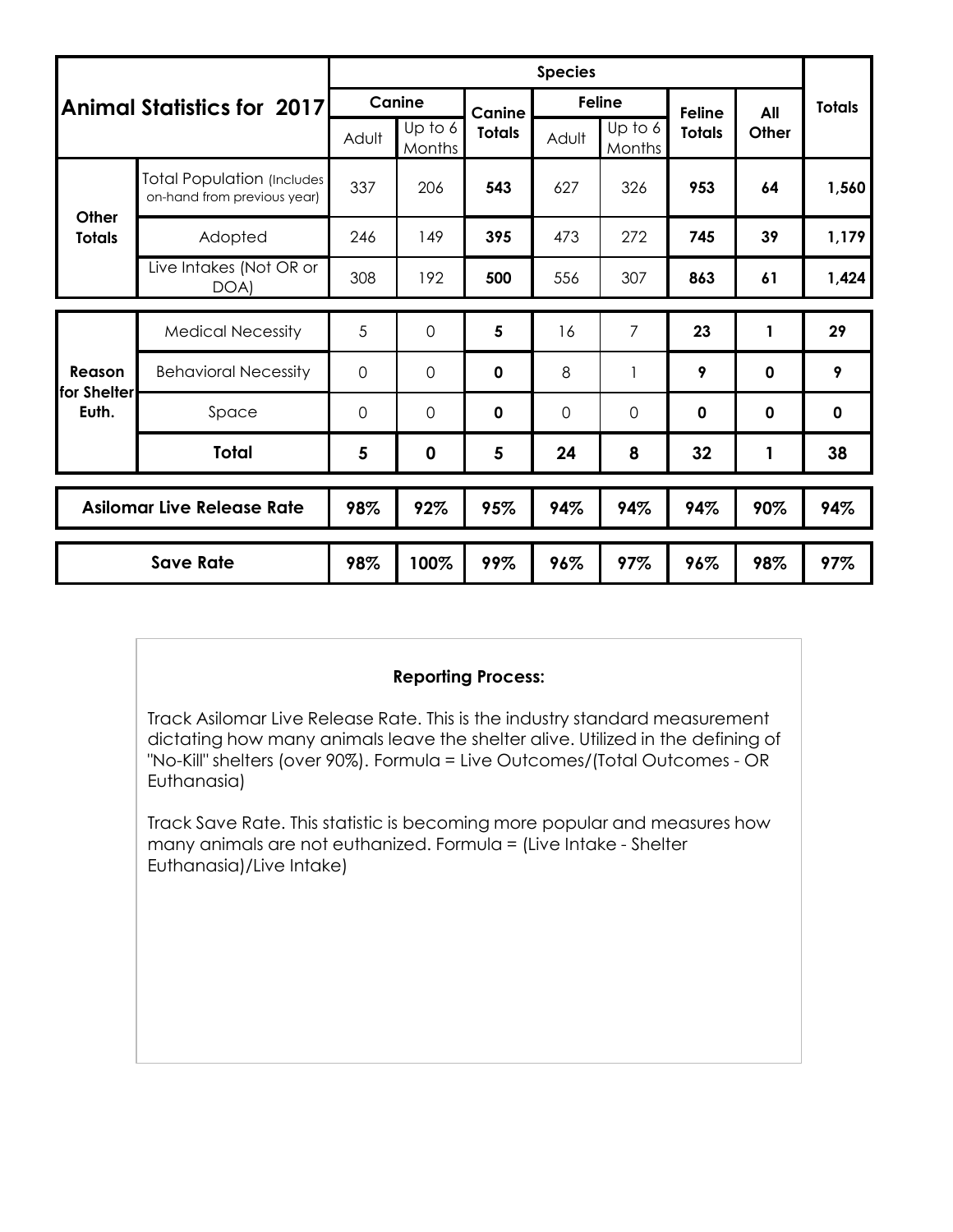| Animal Statistics for 2017 | | Canine Adult | Canine Up to 6 Months | Canine Totals | Feline Adult | Feline Up to 6 Months | Feline Totals | All Other | Totals |
|---|---|---|---|---|---|---|---|---|---|
| Other Totals | Total Population (Includes on-hand from previous year) | 337 | 206 | **543** | 627 | 326 | **953** | **64** | **1,560** |
| | Adopted | 246 | 149 | **395** | 473 | 272 | **745** | **39** | **1,179** |
| | Live Intakes (Not OR or DOA) | 308 | 192 | **500** | 556 | 307 | **863** | **61** | **1,424** |
| Reason for Shelter Euth. | Medical Necessity | 5 | 0 | **5** | 16 | 7 | **23** | **1** | **29** |
| | Behavioral Necessity | 0 | 0 | **0** | 8 | 1 | **9** | **0** | **9** |
| | Space | 0 | 0 | **0** | 0 | 0 | **0** | **0** | **0** |
| | **Total** | **5** | **0** | **5** | **24** | **8** | **32** | **1** | **38** |
| **Asilomar Live Release Rate** | | **98%** | **92%** | **95%** | **94%** | **94%** | **94%** | **90%** | **94%** |
| **Save Rate** | | **98%** | **100%** | **99%** | **96%** | **97%** | **96%** | **98%** | **97%** |

**Reporting Process:**

Track Asilomar Live Release Rate. This is the industry standard measurement dictating how many animals leave the shelter alive. Utilized in the defining of "No-Kill" shelters (over 90%). Formula = Live Outcomes/(Total Outcomes - OR Euthanasia)

Track Save Rate. This statistic is becoming more popular and measures how many animals are not euthanized. Formula = (Live Intake - Shelter Euthanasia)/Live Intake)